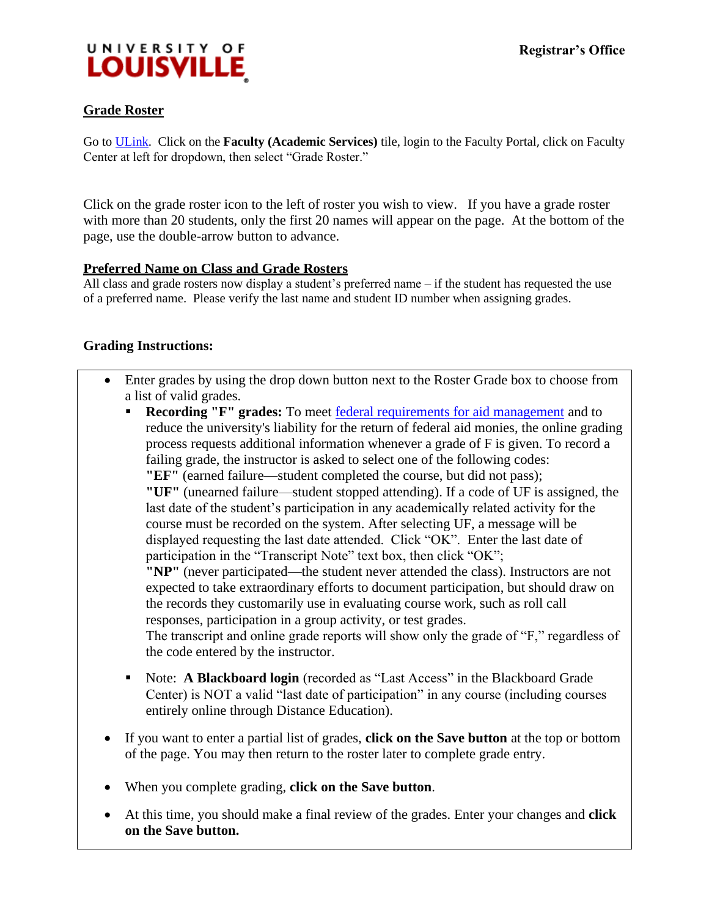UNIVERSITY OF LOUISVILLE

Registrar's Office

## Grade Roster

Go to [ULink](). Click on the **Faculty (Academic Services)** tile, login to the Faculty Portal, click on Faculty Center at left for dropdown, then select "Grade Roster."

Click on the grade roster icon to the left of roster you wish to view. If you have a grade roster with more than 20 students, only the first 20 names will appear on the page. At the bottom of the page, use the double-arrow button to advance.

## Preferred Name on Class and Grade Rosters

All class and grade rosters now display a student's preferred name – if the student has requested the use of a preferred name. Please verify the last name and student ID number when assigning grades.

### Grading Instructions:

- Enter grades by using the drop down button next to the Roster Grade box to choose from a list of valid grades.
  - **Recording "F" grades:** To meet [federal requirements for aid management]() and to reduce the university's liability for the return of federal aid monies, the online grading process requests additional information whenever a grade of F is given. To record a failing grade, the instructor is asked to select one of the following codes:
    **"EF"** (earned failure—student completed the course, but did not pass);
    **"UF"** (unearned failure—student stopped attending). If a code of UF is assigned, the last date of the student's participation in any academically related activity for the course must be recorded on the system. After selecting UF, a message will be displayed requesting the last date attended. Click "OK". Enter the last date of participation in the "Transcript Note" text box, then click "OK";
    **"NP"** (never participated—the student never attended the class). Instructors are not expected to take extraordinary efforts to document participation, but should draw on the records they customarily use in evaluating course work, such as roll call responses, participation in a group activity, or test grades.
    The transcript and online grade reports will show only the grade of "F," regardless of the code entered by the instructor.
  - Note: **A Blackboard login** (recorded as "Last Access" in the Blackboard Grade Center) is NOT a valid "last date of participation" in any course (including courses entirely online through Distance Education).
- If you want to enter a partial list of grades, **click on the Save button** at the top or bottom of the page. You may then return to the roster later to complete grade entry.
- When you complete grading, **click on the Save button**.
- At this time, you should make a final review of the grades. Enter your changes and **click on the Save button.**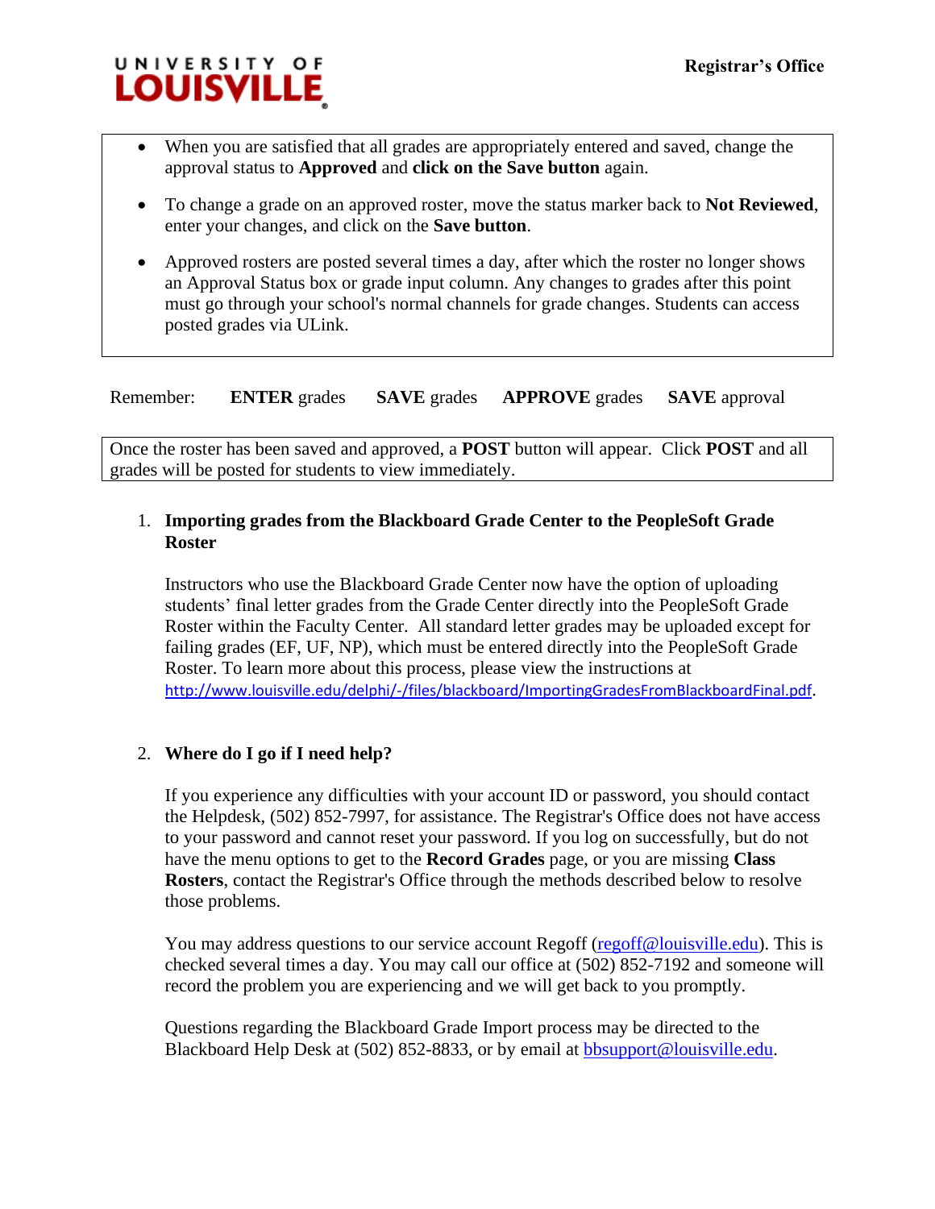- When you are satisfied that all grades are appropriately entered and saved, change the approval status to **Approved** and **click on the Save button** again.
- To change a grade on an approved roster, move the status marker back to **Not Reviewed**, enter your changes, and click on the **Save button**.
- Approved rosters are posted several times a day, after which the roster no longer shows an Approval Status box or grade input column. Any changes to grades after this point must go through your school's normal channels for grade changes. Students can access posted grades via ULink.

Remember: **ENTER** grades **SAVE** grades **APPROVE** grades **SAVE** approval

Once the roster has been saved and approved, a **POST** button will appear. Click **POST** and all grades will be posted for students to view immediately.

1. **Importing grades from the Blackboard Grade Center to the PeopleSoft Grade Roster**

   Instructors who use the Blackboard Grade Center now have the option of uploading students' final letter grades from the Grade Center directly into the PeopleSoft Grade Roster within the Faculty Center. All standard letter grades may be uploaded except for failing grades (EF, UF, NP), which must be entered directly into the PeopleSoft Grade Roster. To learn more about this process, please view the instructions at http://www.louisville.edu/delphi/-/files/blackboard/ImportingGradesFromBlackboardFinal.pdf.

2. **Where do I go if I need help?**

   If you experience any difficulties with your account ID or password, you should contact the Helpdesk, (502) 852-7997, for assistance. The Registrar's Office does not have access to your password and cannot reset your password. If you log on successfully, but do not have the menu options to get to the **Record Grades** page, or you are missing **Class Rosters**, contact the Registrar's Office through the methods described below to resolve those problems.

   You may address questions to our service account Regoff (regoff@louisville.edu). This is checked several times a day. You may call our office at (502) 852-7192 and someone will record the problem you are experiencing and we will get back to you promptly.

   Questions regarding the Blackboard Grade Import process may be directed to the Blackboard Help Desk at (502) 852-8833, or by email at bbsupport@louisville.edu.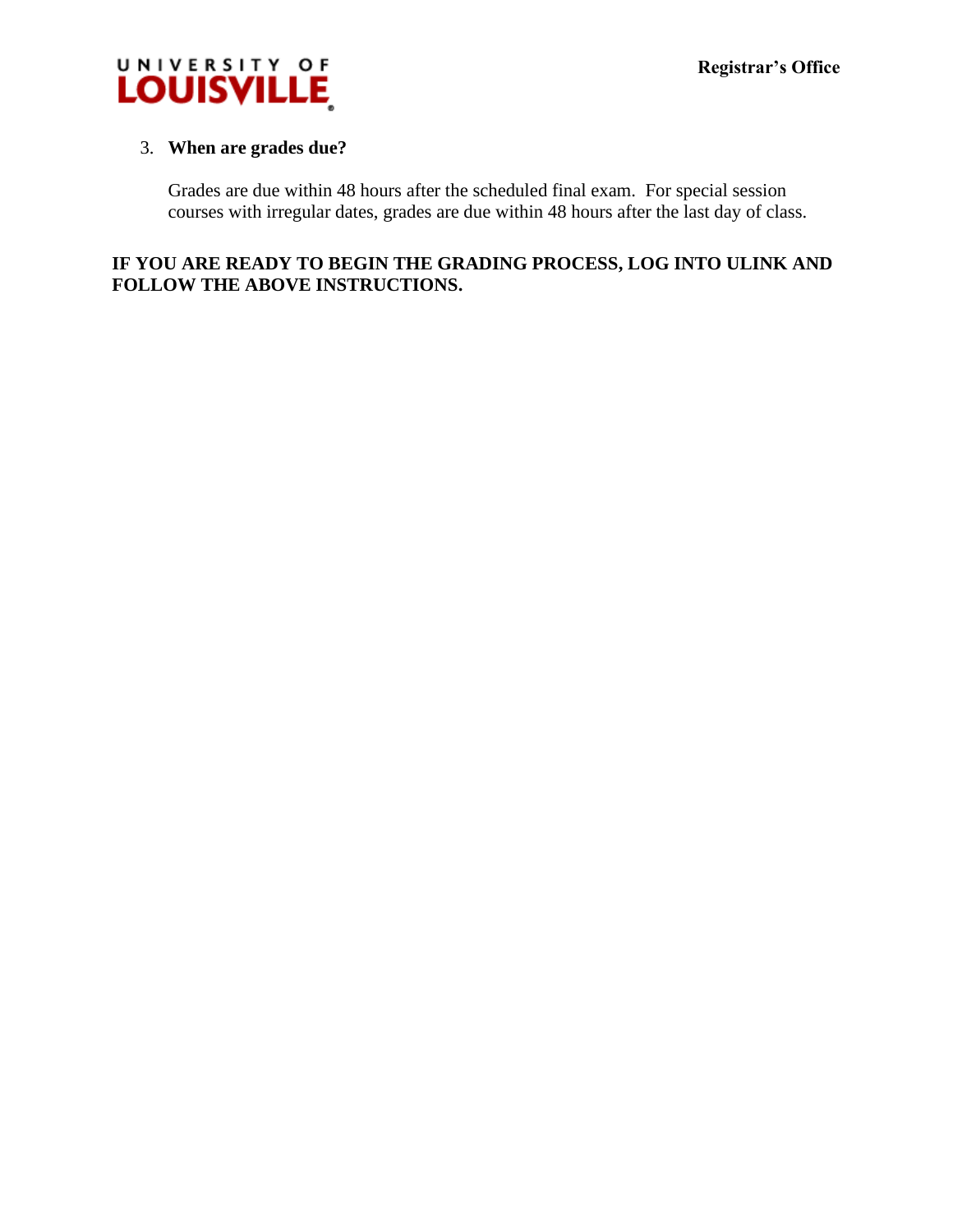3. **When are grades due?**

   Grades are due within 48 hours after the scheduled final exam. For special session courses with irregular dates, grades are due within 48 hours after the last day of class.

**IF YOU ARE READY TO BEGIN THE GRADING PROCESS, LOG INTO ULINK AND FOLLOW THE ABOVE INSTRUCTIONS.**